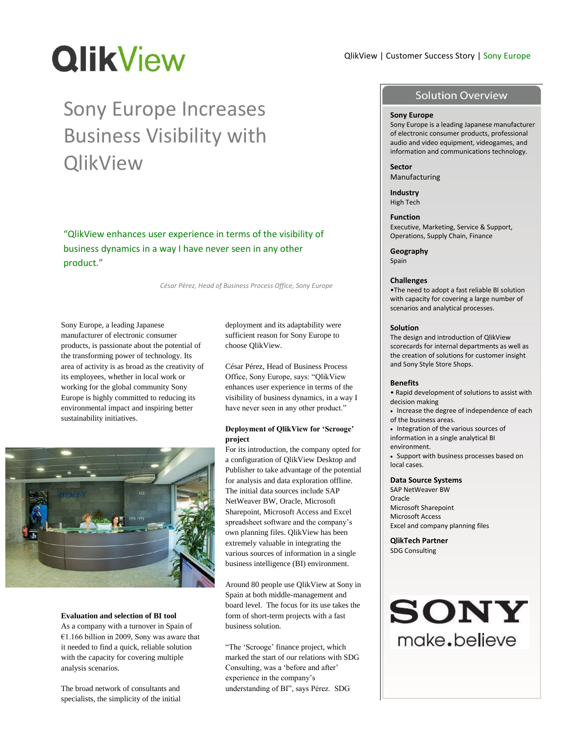# QlikView

QlikView | Customer Success Story | Sony Europe

# Sony Europe Increases Business Visibility with QlikView

"QlikView enhances user experience in terms of the visibility of business dynamics in a way I have never seen in any other product."

*César Pérez, Head of Business Process Office, Sony Europe*

Sony Europe, a leading Japanese manufacturer of electronic consumer products, is passionate about the potential of the transforming power of technology. Its area of activity is as broad as the creativity of its employees, whether in local work or working for the global community Sony Europe is highly committed to reducing its environmental impact and inspiring better sustainability initiatives.

**Evaluation and selection of BI tool**

As a company with a turnover in Spain of €1.166 billion in 2009, Sony was aware that it needed to find a quick, reliable solution with the capacity for covering multiple analysis scenarios.

The broad network of consultants and specialists, the simplicity of the initial deployment and its adaptability were sufficient reason for Sony Europe to choose QlikView.

César Pérez, Head of Business Process Office, Sony Europe, says: "QlikView enhances user experience in terms of the visibility of business dynamics, in a way I have never seen in any other product."

**Deployment of QlikView for 'Scrooge' project**

For its introduction, the company opted for a configuration of QlikView Desktop and Publisher to take advantage of the potential for analysis and data exploration offline. The initial data sources include SAP NetWeaver BW, Oracle, Microsoft Sharepoint, Microsoft Access and Excel spreadsheet software and the company's own planning files. QlikView has been extremely valuable in integrating the various sources of information in a single business intelligence (BI) environment.

Around 80 people use QlikView at Sony in Spain at both middle-management and board level. The focus for its use takes the form of short-term projects with a fast business solution.

"The 'Scrooge' finance project, which marked the start of our relations with SDG Consulting, was a 'before and after' experience in the company's understanding of BI", says Pérez. SDG

## Solution Overview

**Sony Europe**
Sony Europe is a leading Japanese manufacturer of electronic consumer products, professional audio and video equipment, videogames, and information and communications technology.

**Sector**
Manufacturing

**Industry**
High Tech

**Function**
Executive, Marketing, Service & Support, Operations, Supply Chain, Finance

**Geography**
Spain

**Challenges**
•The need to adopt a fast reliable BI solution with capacity for covering a large number of scenarios and analytical processes.

**Solution**
The design and introduction of QlikView scorecards for internal departments as well as the creation of solutions for customer insight and Sony Style Store Shops.

**Benefits**
- Rapid development of solutions to assist with decision making
- Increase the degree of independence of each of the business areas.
- Integration of the various sources of information in a single analytical BI environment.
- Support with business processes based on local cases.

**Data Source Systems**
SAP NetWeaver BW
Oracle
Microsoft Sharepoint
Microsoft Access
Excel and company planning files

**QlikTech Partner**
SDG Consulting

SONY
make.believe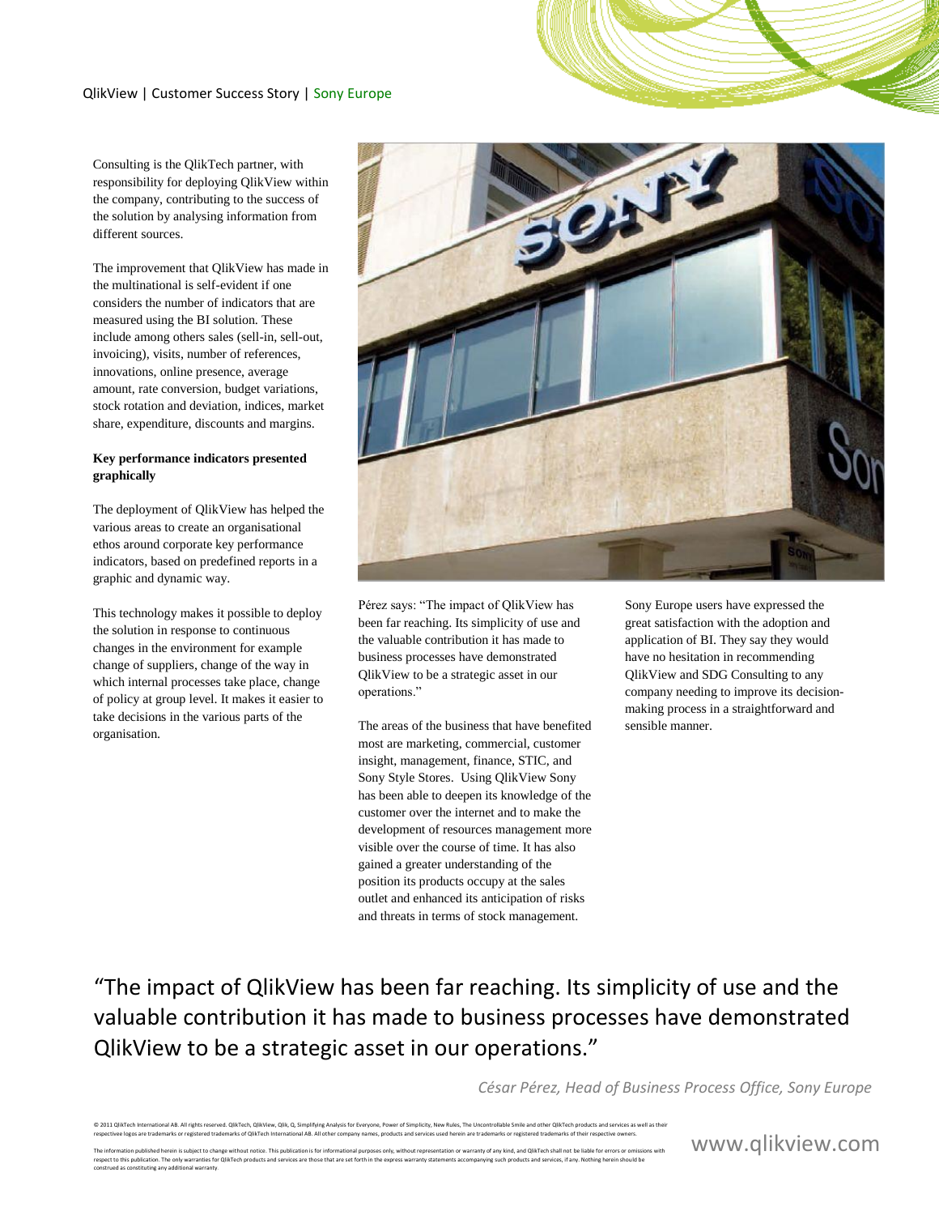Consulting is the QlikTech partner, with responsibility for deploying QlikView within the company, contributing to the success of the solution by analysing information from different sources.

The improvement that QlikView has made in the multinational is self-evident if one considers the number of indicators that are measured using the BI solution. These include among others sales (sell-in, sell-out, invoicing), visits, number of references, innovations, online presence, average amount, rate conversion, budget variations, stock rotation and deviation, indices, market share, expenditure, discounts and margins.

**Key performance indicators presented graphically**

The deployment of QlikView has helped the various areas to create an organisational ethos around corporate key performance indicators, based on predefined reports in a graphic and dynamic way.

This technology makes it possible to deploy the solution in response to continuous changes in the environment for example change of suppliers, change of the way in which internal processes take place, change of policy at group level. It makes it easier to take decisions in the various parts of the organisation.

Pérez says: "The impact of QlikView has been far reaching. Its simplicity of use and the valuable contribution it has made to business processes have demonstrated QlikView to be a strategic asset in our operations."

The areas of the business that have benefited most are marketing, commercial, customer insight, management, finance, STIC, and Sony Style Stores. Using QlikView Sony has been able to deepen its knowledge of the customer over the internet and to make the development of resources management more visible over the course of time. It has also gained a greater understanding of the position its products occupy at the sales outlet and enhanced its anticipation of risks and threats in terms of stock management.

Sony Europe users have expressed the great satisfaction with the adoption and application of BI. They say they would have no hesitation in recommending QlikView and SDG Consulting to any company needing to improve its decision-making process in a straightforward and sensible manner.

"The impact of QlikView has been far reaching. Its simplicity of use and the valuable contribution it has made to business processes have demonstrated QlikView to be a strategic asset in our operations."

*César Pérez, Head of Business Process Office, Sony Europe*

© 2011 QlikTech International AB. All rights reserved. QlikTech, QlikView, Qlik, Q, Simplifying Analysis for Everyone, Power of Simplicity, New Rules, The Uncontrollable Smile and other QlikTech products and services as well as their respective logos are trademarks or registered trademarks of QlikTech International AB. All other company names, products and services used herein are trademarks or registered trademarks of their respective owners.

The information published herein is subject to change without notice. This publication is for informational purposes only, without representation or warranty of any kind, and QlikTech shall not be liable for errors or omissions with respect to this publication. The only warranties for QlikTech products and services are those that are set forth in the express warranty statements accompanying such products and services, if any. Nothing herein should be construed as constituting any additional warranty.

www.qlikview.com